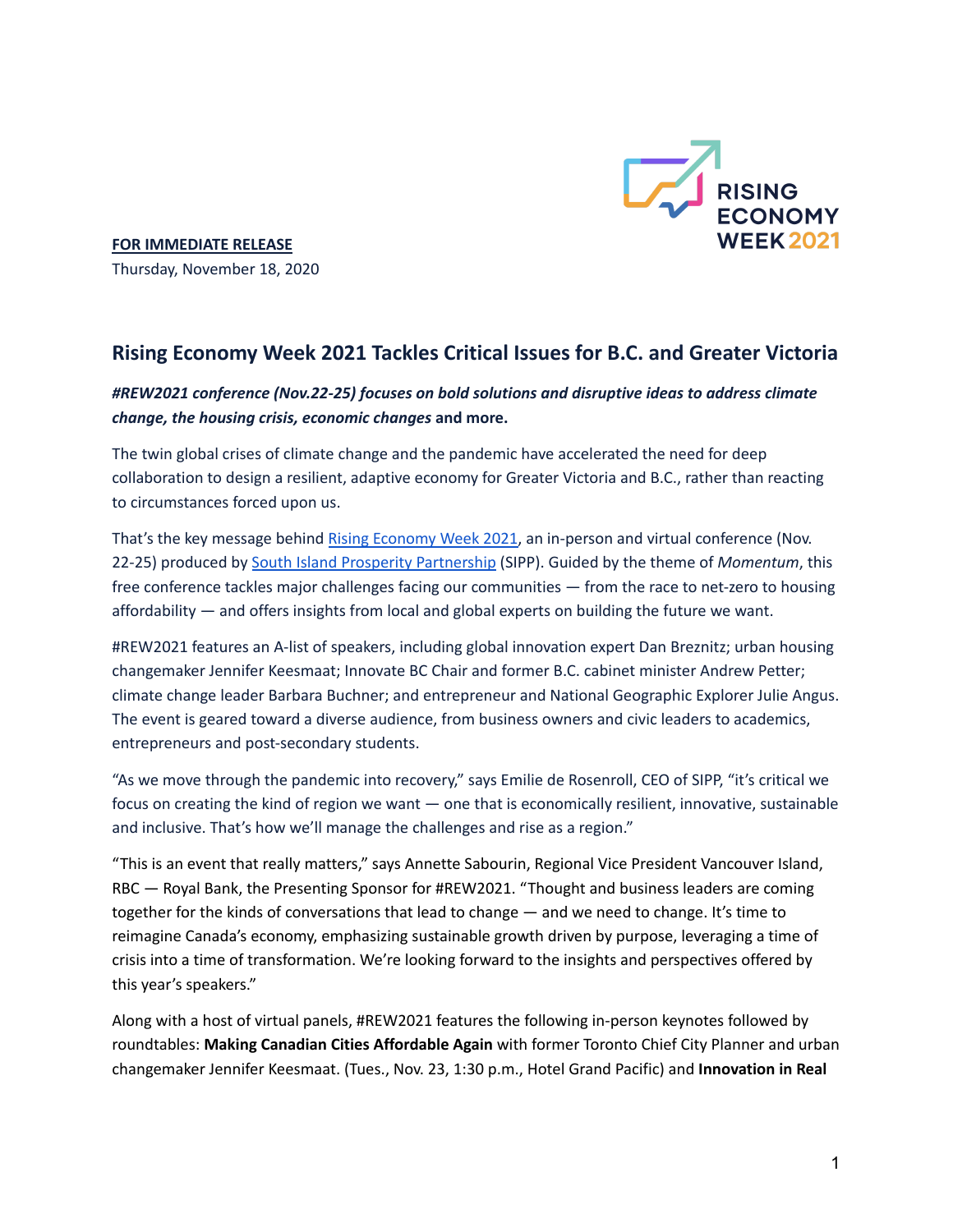RISING ECONOMY WEEK 2021

**FOR IMMEDIATE RELEASE**
Thursday, November 18, 2020

## Rising Economy Week 2021 Tackles Critical Issues for B.C. and Greater Victoria

***#REW2021 conference (Nov.22-25) focuses on bold solutions and disruptive ideas to address climate change, the housing crisis, economic changes*** **and more.**

The twin global crises of climate change and the pandemic have accelerated the need for deep collaboration to design a resilient, adaptive economy for Greater Victoria and B.C., rather than reacting to circumstances forced upon us.

That's the key message behind Rising Economy Week 2021, an in-person and virtual conference (Nov. 22-25) produced by South Island Prosperity Partnership (SIPP). Guided by the theme of *Momentum*, this free conference tackles major challenges facing our communities — from the race to net-zero to housing affordability — and offers insights from local and global experts on building the future we want.

#REW2021 features an A-list of speakers, including global innovation expert Dan Breznitz; urban housing changemaker Jennifer Keesmaat; Innovate BC Chair and former B.C. cabinet minister Andrew Petter; climate change leader Barbara Buchner; and entrepreneur and National Geographic Explorer Julie Angus. The event is geared toward a diverse audience, from business owners and civic leaders to academics, entrepreneurs and post-secondary students.

"As we move through the pandemic into recovery," says Emilie de Rosenroll, CEO of SIPP, "it's critical we focus on creating the kind of region we want — one that is economically resilient, innovative, sustainable and inclusive. That's how we'll manage the challenges and rise as a region."

"This is an event that really matters," says Annette Sabourin, Regional Vice President Vancouver Island, RBC — Royal Bank, the Presenting Sponsor for #REW2021. "Thought and business leaders are coming together for the kinds of conversations that lead to change — and we need to change. It's time to reimagine Canada's economy, emphasizing sustainable growth driven by purpose, leveraging a time of crisis into a time of transformation. We're looking forward to the insights and perspectives offered by this year's speakers."

Along with a host of virtual panels, #REW2021 features the following in-person keynotes followed by roundtables: **Making Canadian Cities Affordable Again** with former Toronto Chief City Planner and urban changemaker Jennifer Keesmaat. (Tues., Nov. 23, 1:30 p.m., Hotel Grand Pacific) and **Innovation in Real**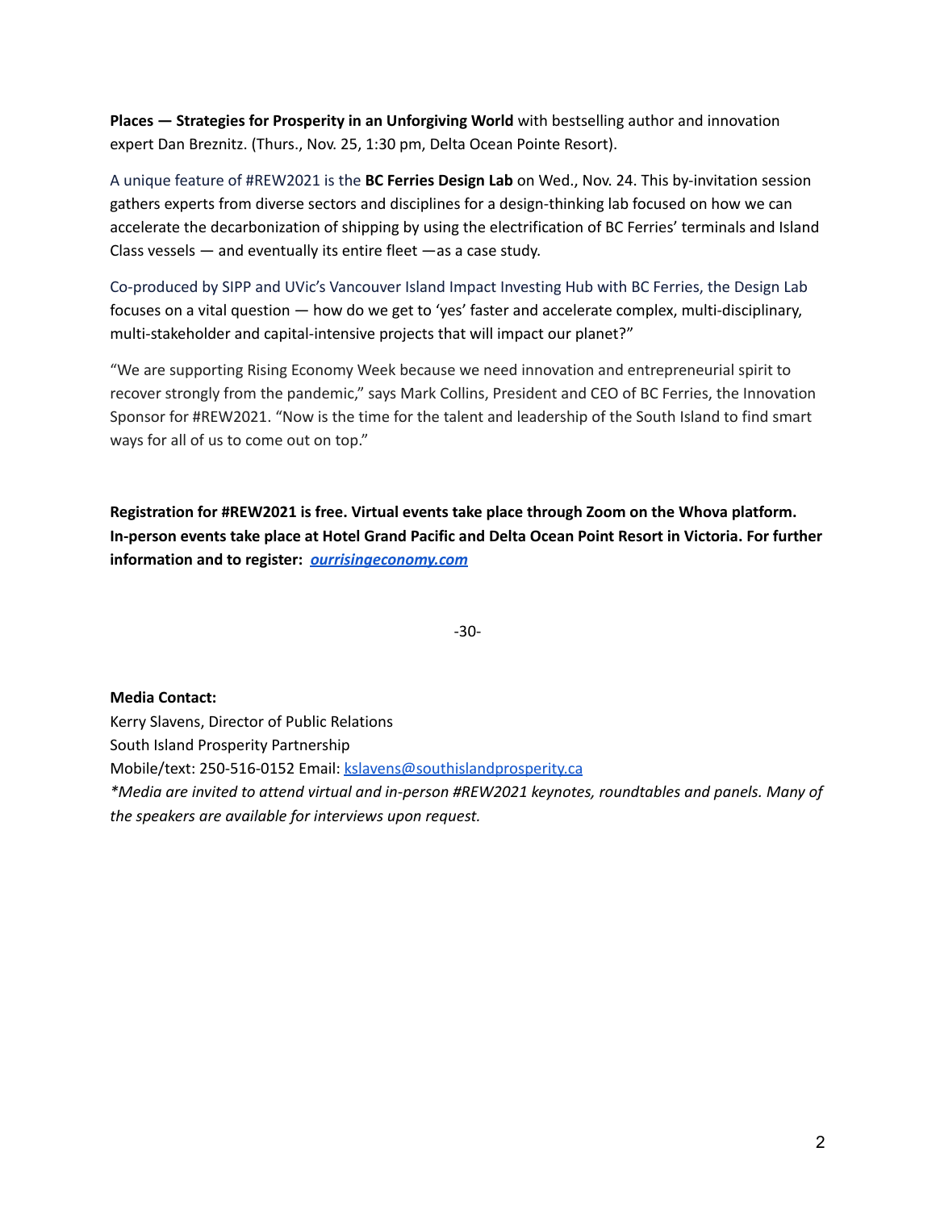**Places — Strategies for Prosperity in an Unforgiving World** with bestselling author and innovation expert Dan Breznitz. (Thurs., Nov. 25, 1:30 pm, Delta Ocean Pointe Resort).

A unique feature of #REW2021 is the **BC Ferries Design Lab** on Wed., Nov. 24. This by-invitation session gathers experts from diverse sectors and disciplines for a design-thinking lab focused on how we can accelerate the decarbonization of shipping by using the electrification of BC Ferries' terminals and Island Class vessels — and eventually its entire fleet —as a case study.

Co-produced by SIPP and UVic's Vancouver Island Impact Investing Hub with BC Ferries, the Design Lab focuses on a vital question — how do we get to 'yes' faster and accelerate complex, multi-disciplinary, multi-stakeholder and capital-intensive projects that will impact our planet?"

"We are supporting Rising Economy Week because we need innovation and entrepreneurial spirit to recover strongly from the pandemic," says Mark Collins, President and CEO of BC Ferries, the Innovation Sponsor for #REW2021. "Now is the time for the talent and leadership of the South Island to find smart ways for all of us to come out on top."

**Registration for #REW2021 is free. Virtual events take place through Zoom on the Whova platform. In-person events take place at Hotel Grand Pacific and Delta Ocean Point Resort in Victoria. For further information and to register: *ourrisingeconomy.com***

-30-

**Media Contact:**
Kerry Slavens, Director of Public Relations
South Island Prosperity Partnership
Mobile/text: 250-516-0152 Email: kslavens@southislandprosperity.ca
*\*Media are invited to attend virtual and in-person #REW2021 keynotes, roundtables and panels. Many of the speakers are available for interviews upon request.*